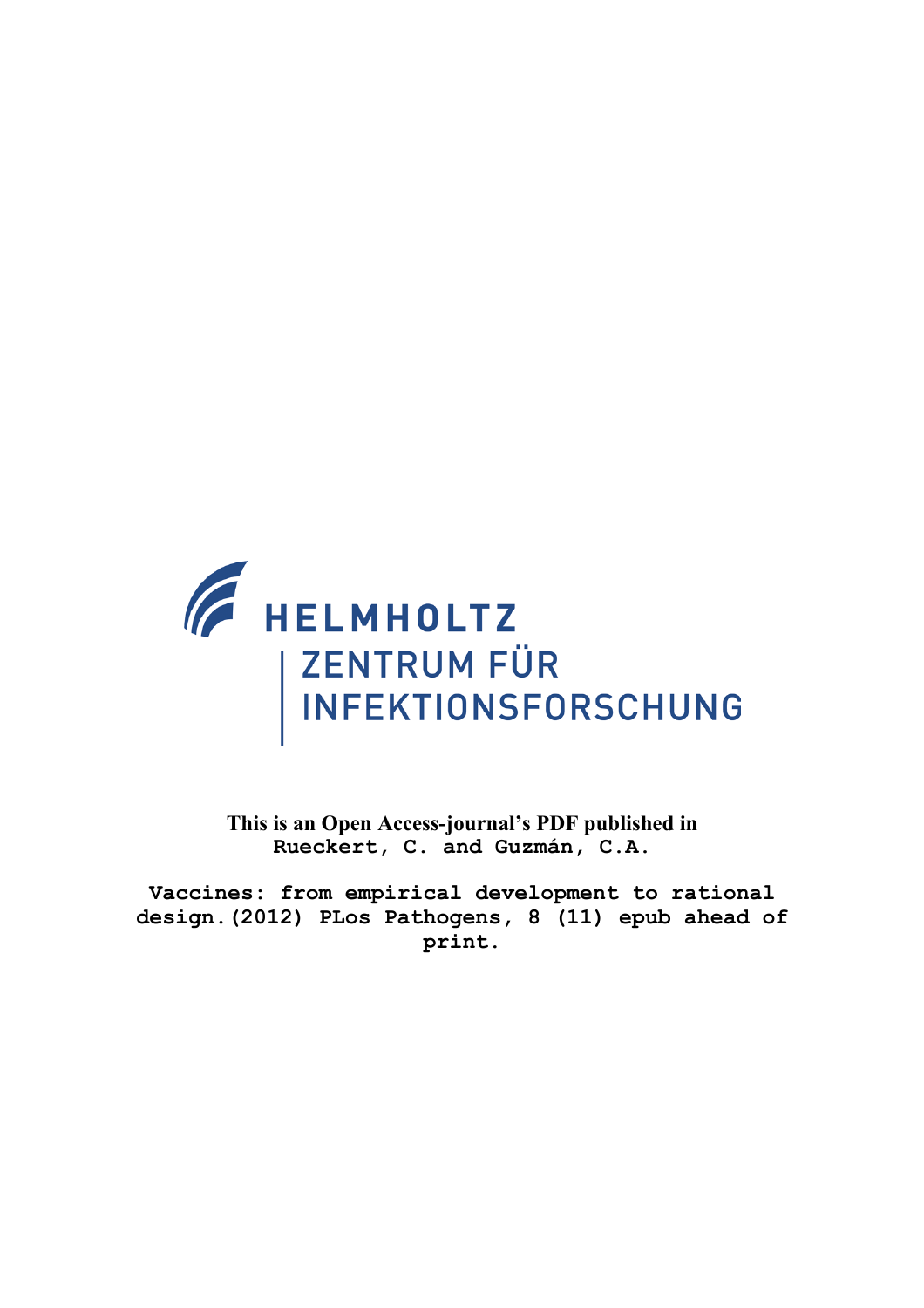HELMHOLTZ

ZENTRUM FÜR INFEKTIONSFORSCHUNG

**This is an Open Access-journal's PDF published in**
**Rueckert, C. and Guzmán, C.A.**

**Vaccines: from empirical development to rational design.(2012) PLos Pathogens, 8 (11) epub ahead of print.**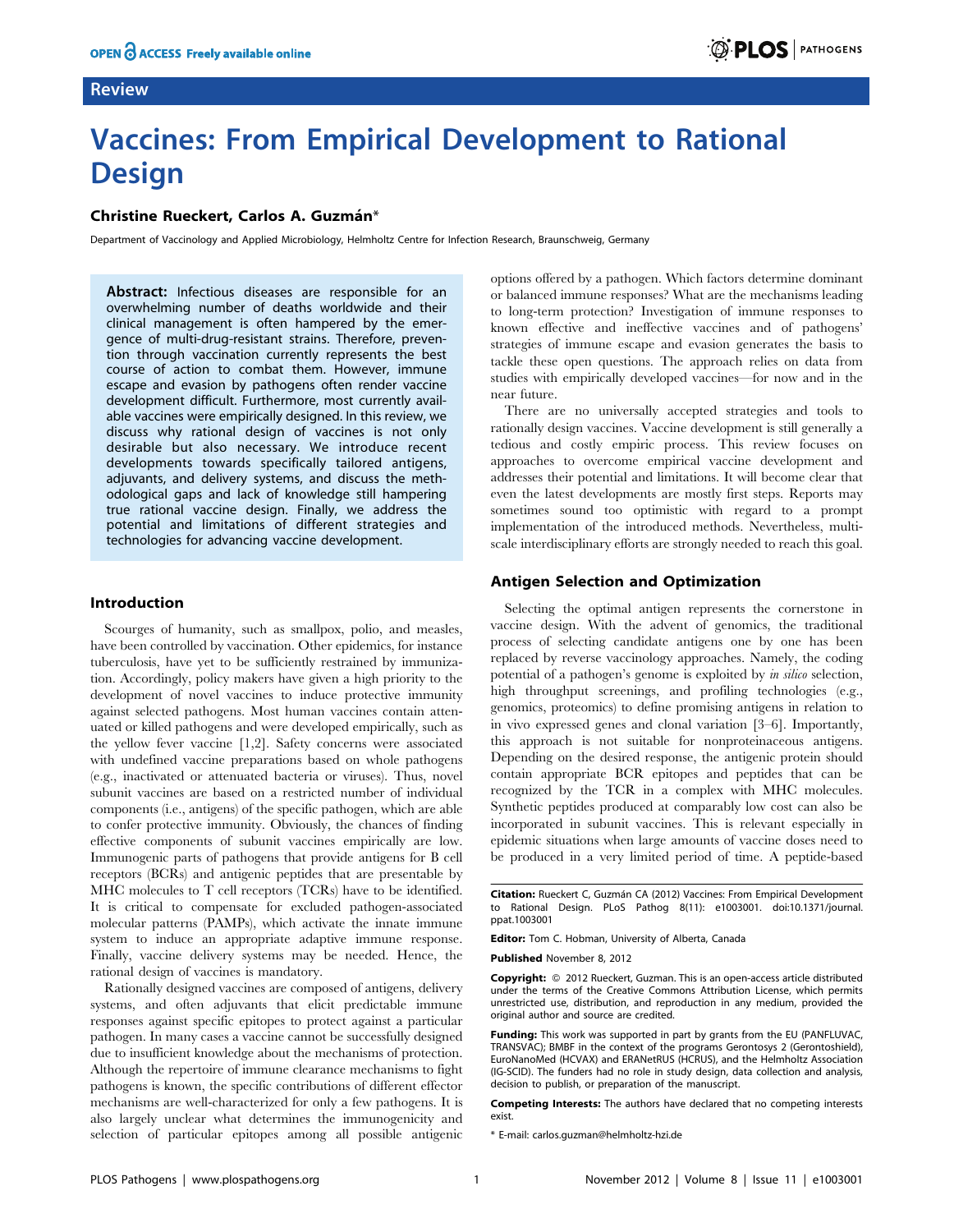# Vaccines: From Empirical Development to Rational Design

**Christine Rueckert, Carlos A. Guzmán***

Department of Vaccinology and Applied Microbiology, Helmholtz Centre for Infection Research, Braunschweig, Germany

**Abstract:** Infectious diseases are responsible for an overwhelming number of deaths worldwide and their clinical management is often hampered by the emergence of multi-drug-resistant strains. Therefore, prevention through vaccination currently represents the best course of action to combat them. However, immune escape and evasion by pathogens often render vaccine development difficult. Furthermore, most currently available vaccines were empirically designed. In this review, we discuss why rational design of vaccines is not only desirable but also necessary. We introduce recent developments towards specifically tailored antigens, adjuvants, and delivery systems, and discuss the methodological gaps and lack of knowledge still hampering true rational vaccine design. Finally, we address the potential and limitations of different strategies and technologies for advancing vaccine development.

## Introduction

Scourges of humanity, such as smallpox, polio, and measles, have been controlled by vaccination. Other epidemics, for instance tuberculosis, have yet to be sufficiently restrained by immunization. Accordingly, policy makers have given a high priority to the development of novel vaccines to induce protective immunity against selected pathogens. Most human vaccines contain attenuated or killed pathogens and were developed empirically, such as the yellow fever vaccine [1,2]. Safety concerns were associated with undefined vaccine preparations based on whole pathogens (e.g., inactivated or attenuated bacteria or viruses). Thus, novel subunit vaccines are based on a restricted number of individual components (i.e., antigens) of the specific pathogen, which are able to confer protective immunity. Obviously, the chances of finding effective components of subunit vaccines empirically are low. Immunogenic parts of pathogens that provide antigens for B cell receptors (BCRs) and antigenic peptides that are presentable by MHC molecules to T cell receptors (TCRs) have to be identified. It is critical to compensate for excluded pathogen-associated molecular patterns (PAMPs), which activate the innate immune system to induce an appropriate adaptive immune response. Finally, vaccine delivery systems may be needed. Hence, the rational design of vaccines is mandatory.

Rationally designed vaccines are composed of antigens, delivery systems, and often adjuvants that elicit predictable immune responses against specific epitopes to protect against a particular pathogen. In many cases a vaccine cannot be successfully designed due to insufficient knowledge about the mechanisms of protection. Although the repertoire of immune clearance mechanisms to fight pathogens is known, the specific contributions of different effector mechanisms are well-characterized for only a few pathogens. It is also largely unclear what determines the immunogenicity and selection of particular epitopes among all possible antigenic options offered by a pathogen. Which factors determine dominant or balanced immune responses? What are the mechanisms leading to long-term protection? Investigation of immune responses to known effective and ineffective vaccines and of pathogens' strategies of immune escape and evasion generates the basis to tackle these open questions. The approach relies on data from studies with empirically developed vaccines—for now and in the near future.

There are no universally accepted strategies and tools to rationally design vaccines. Vaccine development is still generally a tedious and costly empiric process. This review focuses on approaches to overcome empirical vaccine development and addresses their potential and limitations. It will become clear that even the latest developments are mostly first steps. Reports may sometimes sound too optimistic with regard to a prompt implementation of the introduced methods. Nevertheless, multi-scale interdisciplinary efforts are strongly needed to reach this goal.

## Antigen Selection and Optimization

Selecting the optimal antigen represents the cornerstone in vaccine design. With the advent of genomics, the traditional process of selecting candidate antigens one by one has been replaced by reverse vaccinology approaches. Namely, the coding potential of a pathogen's genome is exploited by *in silico* selection, high throughput screenings, and profiling technologies (e.g., genomics, proteomics) to define promising antigens in relation to in vivo expressed genes and clonal variation [3–6]. Importantly, this approach is not suitable for nonproteinaceous antigens. Depending on the desired response, the antigenic protein should contain appropriate BCR epitopes and peptides that can be recognized by the TCR in a complex with MHC molecules. Synthetic peptides produced at comparably low cost can also be incorporated in subunit vaccines. This is relevant especially in epidemic situations when large amounts of vaccine doses need to be produced in a very limited period of time. A peptide-based

**Citation:** Rueckert C, Guzmán CA (2012) Vaccines: From Empirical Development to Rational Design. PLoS Pathog 8(11): e1003001. doi:10.1371/journal.ppat.1003001

**Editor:** Tom C. Hobman, University of Alberta, Canada

**Published** November 8, 2012

**Copyright:** © 2012 Rueckert, Guzman. This is an open-access article distributed under the terms of the Creative Commons Attribution License, which permits unrestricted use, distribution, and reproduction in any medium, provided the original author and source are credited.

**Funding:** This work was supported in part by grants from the EU (PANFLUVAC, TRANSVAC); BMBF in the context of the programs Gerontosys 2 (Gerontoshield), EuroNanoMed (HCVAX) and ERANetRUS (HCRUS), and the Helmholtz Association (IG-SCID). The funders had no role in study design, data collection and analysis, decision to publish, or preparation of the manuscript.

**Competing Interests:** The authors have declared that no competing interests exist.

* E-mail: carlos.guzman@helmholtz-hzi.de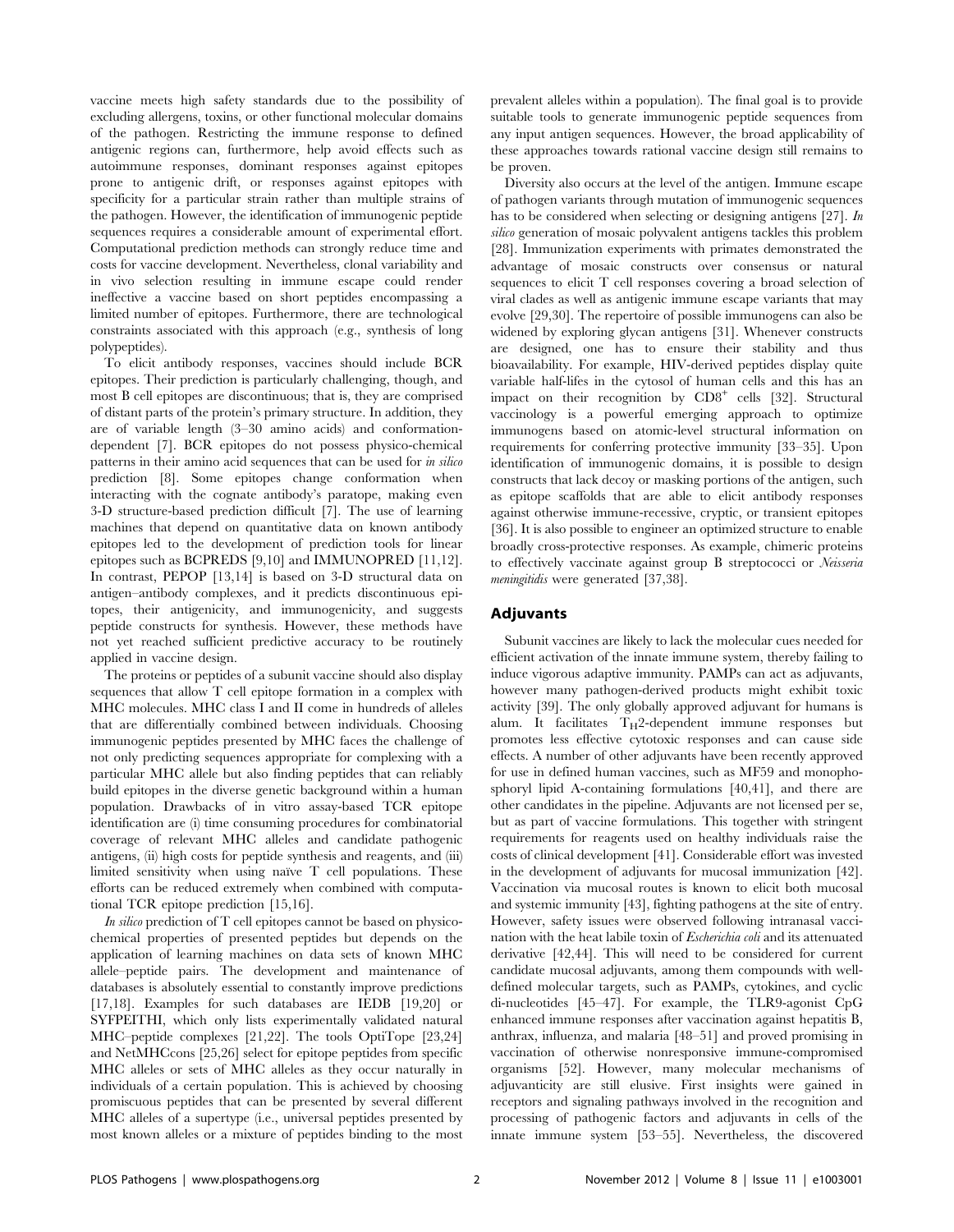vaccine meets high safety standards due to the possibility of excluding allergens, toxins, or other functional molecular domains of the pathogen. Restricting the immune response to defined antigenic regions can, furthermore, help avoid effects such as autoimmune responses, dominant responses against epitopes prone to antigenic drift, or responses against epitopes with specificity for a particular strain rather than multiple strains of the pathogen. However, the identification of immunogenic peptide sequences requires a considerable amount of experimental effort. Computational prediction methods can strongly reduce time and costs for vaccine development. Nevertheless, clonal variability and in vivo selection resulting in immune escape could render ineffective a vaccine based on short peptides encompassing a limited number of epitopes. Furthermore, there are technological constraints associated with this approach (e.g., synthesis of long polypeptides).

To elicit antibody responses, vaccines should include BCR epitopes. Their prediction is particularly challenging, though, and most B cell epitopes are discontinuous; that is, they are comprised of distant parts of the protein's primary structure. In addition, they are of variable length (3–30 amino acids) and conformation-dependent [7]. BCR epitopes do not possess physico-chemical patterns in their amino acid sequences that can be used for *in silico* prediction [8]. Some epitopes change conformation when interacting with the cognate antibody's paratope, making even 3-D structure-based prediction difficult [7]. The use of learning machines that depend on quantitative data on known antibody epitopes led to the development of prediction tools for linear epitopes such as BCPREDS [9,10] and IMMUNOPRED [11,12]. In contrast, PEPOP [13,14] is based on 3-D structural data on antigen–antibody complexes, and it predicts discontinuous epitopes, their antigenicity, and immunogenicity, and suggests peptide constructs for synthesis. However, these methods have not yet reached sufficient predictive accuracy to be routinely applied in vaccine design.

The proteins or peptides of a subunit vaccine should also display sequences that allow T cell epitope formation in a complex with MHC molecules. MHC class I and II come in hundreds of alleles that are differentially combined between individuals. Choosing immunogenic peptides presented by MHC faces the challenge of not only predicting sequences appropriate for complexing with a particular MHC allele but also finding peptides that can reliably build epitopes in the diverse genetic background within a human population. Drawbacks of in vitro assay-based TCR epitope identification are (i) time consuming procedures for combinatorial coverage of relevant MHC alleles and candidate pathogenic antigens, (ii) high costs for peptide synthesis and reagents, and (iii) limited sensitivity when using naïve T cell populations. These efforts can be reduced extremely when combined with computational TCR epitope prediction [15,16].

*In silico* prediction of T cell epitopes cannot be based on physico-chemical properties of presented peptides but depends on the application of learning machines on data sets of known MHC allele–peptide pairs. The development and maintenance of databases is absolutely essential to constantly improve predictions [17,18]. Examples for such databases are IEDB [19,20] or SYFPEITHI, which only lists experimentally validated natural MHC–peptide complexes [21,22]. The tools OptiTope [23,24] and NetMHCcons [25,26] select for epitope peptides from specific MHC alleles or sets of MHC alleles as they occur naturally in individuals of a certain population. This is achieved by choosing promiscuous peptides that can be presented by several different MHC alleles of a supertype (i.e., universal peptides presented by most known alleles or a mixture of peptides binding to the most prevalent alleles within a population). The final goal is to provide suitable tools to generate immunogenic peptide sequences from any input antigen sequences. However, the broad applicability of these approaches towards rational vaccine design still remains to be proven.

Diversity also occurs at the level of the antigen. Immune escape of pathogen variants through mutation of immunogenic sequences has to be considered when selecting or designing antigens [27]. *In silico* generation of mosaic polyvalent antigens tackles this problem [28]. Immunization experiments with primates demonstrated the advantage of mosaic constructs over consensus or natural sequences to elicit T cell responses covering a broad selection of viral clades as well as antigenic immune escape variants that may evolve [29,30]. The repertoire of possible immunogens can also be widened by exploring glycan antigens [31]. Whenever constructs are designed, one has to ensure their stability and thus bioavailability. For example, HIV-derived peptides display quite variable half-lifes in the cytosol of human cells and this has an impact on their recognition by $CD8^+$ cells [32]. Structural vaccinology is a powerful emerging approach to optimize immunogens based on atomic-level structural information on requirements for conferring protective immunity [33–35]. Upon identification of immunogenic domains, it is possible to design constructs that lack decoy or masking portions of the antigen, such as epitope scaffolds that are able to elicit antibody responses against otherwise immune-recessive, cryptic, or transient epitopes [36]. It is also possible to engineer an optimized structure to enable broadly cross-protective responses. As example, chimeric proteins to effectively vaccinate against group B streptococci or *Neisseria meningitidis* were generated [37,38].

## Adjuvants

Subunit vaccines are likely to lack the molecular cues needed for efficient activation of the innate immune system, thereby failing to induce vigorous adaptive immunity. PAMPs can act as adjuvants, however many pathogen-derived products might exhibit toxic activity [39]. The only globally approved adjuvant for humans is alum. It facilitates $T_H2$-dependent immune responses but promotes less effective cytotoxic responses and can cause side effects. A number of other adjuvants have been recently approved for use in defined human vaccines, such as MF59 and monophosphoryl lipid A-containing formulations [40,41], and there are other candidates in the pipeline. Adjuvants are not licensed per se, but as part of vaccine formulations. This together with stringent requirements for reagents used on healthy individuals raise the costs of clinical development [41]. Considerable effort was invested in the development of adjuvants for mucosal immunization [42]. Vaccination via mucosal routes is known to elicit both mucosal and systemic immunity [43], fighting pathogens at the site of entry. However, safety issues were observed following intranasal vaccination with the heat labile toxin of *Escherichia coli* and its attenuated derivative [42,44]. This will need to be considered for current candidate mucosal adjuvants, among them compounds with well-defined molecular targets, such as PAMPs, cytokines, and cyclic di-nucleotides [45–47]. For example, the TLR9-agonist CpG enhanced immune responses after vaccination against hepatitis B, anthrax, influenza, and malaria [48–51] and proved promising in vaccination of otherwise nonresponsive immune-compromised organisms [52]. However, many molecular mechanisms of adjuvanticity are still elusive. First insights were gained in receptors and signaling pathways involved in the recognition and processing of pathogenic factors and adjuvants in cells of the innate immune system [53–55]. Nevertheless, the discovered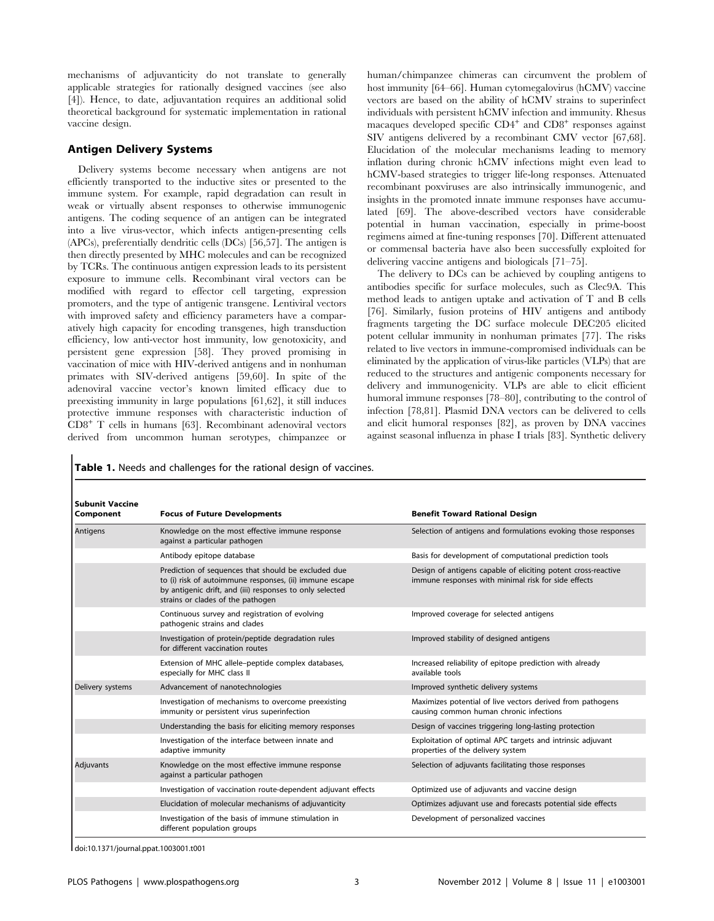mechanisms of adjuvanticity do not translate to generally applicable strategies for rationally designed vaccines (see also [4]). Hence, to date, adjuvantation requires an additional solid theoretical background for systematic implementation in rational vaccine design.

## Antigen Delivery Systems

Delivery systems become necessary when antigens are not efficiently transported to the inductive sites or presented to the immune system. For example, rapid degradation can result in weak or virtually absent responses to otherwise immunogenic antigens. The coding sequence of an antigen can be integrated into a live virus-vector, which infects antigen-presenting cells (APCs), preferentially dendritic cells (DCs) [56,57]. The antigen is then directly presented by MHC molecules and can be recognized by TCRs. The continuous antigen expression leads to its persistent exposure to immune cells. Recombinant viral vectors can be modified with regard to effector cell targeting, expression promoters, and the type of antigenic transgene. Lentiviral vectors with improved safety and efficiency parameters have a comparatively high capacity for encoding transgenes, high transduction efficiency, low anti-vector host immunity, low genotoxicity, and persistent gene expression [58]. They proved promising in vaccination of mice with HIV-derived antigens and in nonhuman primates with SIV-derived antigens [59,60]. In spite of the adenoviral vaccine vector's known limited efficacy due to preexisting immunity in large populations [61,62], it still induces protective immune responses with characteristic induction of $CD8^+$ T cells in humans [63]. Recombinant adenoviral vectors derived from uncommon human serotypes, chimpanzee or human/chimpanzee chimeras can circumvent the problem of host immunity [64–66]. Human cytomegalovirus (hCMV) vaccine vectors are based on the ability of hCMV strains to superinfect individuals with persistent hCMV infection and immunity. Rhesus macaques developed specific $CD4^+$ and $CD8^+$ responses against SIV antigens delivered by a recombinant CMV vector [67,68]. Elucidation of the molecular mechanisms leading to memory inflation during chronic hCMV infections might even lead to hCMV-based strategies to trigger life-long responses. Attenuated recombinant poxviruses are also intrinsically immunogenic, and insights in the promoted innate immune responses have accumulated [69]. The above-described vectors have considerable potential in human vaccination, especially in prime-boost regimens aimed at fine-tuning responses [70]. Different attenuated or commensal bacteria have also been successfully exploited for delivering vaccine antigens and biologicals [71–75].

The delivery to DCs can be achieved by coupling antigens to antibodies specific for surface molecules, such as Clec9A. This method leads to antigen uptake and activation of T and B cells [76]. Similarly, fusion proteins of HIV antigens and antibody fragments targeting the DC surface molecule DEC205 elicited potent cellular immunity in nonhuman primates [77]. The risks related to live vectors in immune-compromised individuals can be eliminated by the application of virus-like particles (VLPs) that are reduced to the structures and antigenic components necessary for delivery and immunogenicity. VLPs are able to elicit efficient humoral immune responses [78–80], contributing to the control of infection [78,81]. Plasmid DNA vectors can be delivered to cells and elicit humoral responses [82], as proven by DNA vaccines against seasonal influenza in phase I trials [83]. Synthetic delivery

**Table 1.** Needs and challenges for the rational design of vaccines.

| Subunit Vaccine Component | Focus of Future Developments | Benefit Toward Rational Design |
|---|---|---|
| Antigens | Knowledge on the most effective immune response against a particular pathogen | Selection of antigens and formulations evoking those responses |
| | Antibody epitope database | Basis for development of computational prediction tools |
| | Prediction of sequences that should be excluded due to (i) risk of autoimmune responses, (ii) immune escape by antigenic drift, and (iii) responses to only selected strains or clades of the pathogen | Design of antigens capable of eliciting potent cross-reactive immune responses with minimal risk for side effects |
| | Continuous survey and registration of evolving pathogenic strains and clades | Improved coverage for selected antigens |
| | Investigation of protein/peptide degradation rules for different vaccination routes | Improved stability of designed antigens |
| | Extension of MHC allele–peptide complex databases, especially for MHC class II | Increased reliability of epitope prediction with already available tools |
| Delivery systems | Advancement of nanotechnologies | Improved synthetic delivery systems |
| | Investigation of mechanisms to overcome preexisting immunity or persistent virus superinfection | Maximizes potential of live vectors derived from pathogens causing common human chronic infections |
| | Understanding the basis for eliciting memory responses | Design of vaccines triggering long-lasting protection |
| | Investigation of the interface between innate and adaptive immunity | Exploitation of optimal APC targets and intrinsic adjuvant properties of the delivery system |
| Adjuvants | Knowledge on the most effective immune response against a particular pathogen | Selection of adjuvants facilitating those responses |
| | Investigation of vaccination route-dependent adjuvant effects | Optimized use of adjuvants and vaccine design |
| | Elucidation of molecular mechanisms of adjuvanticity | Optimizes adjuvant use and forecasts potential side effects |
| | Investigation of the basis of immune stimulation in different population groups | Development of personalized vaccines |

doi:10.1371/journal.ppat.1003001.t001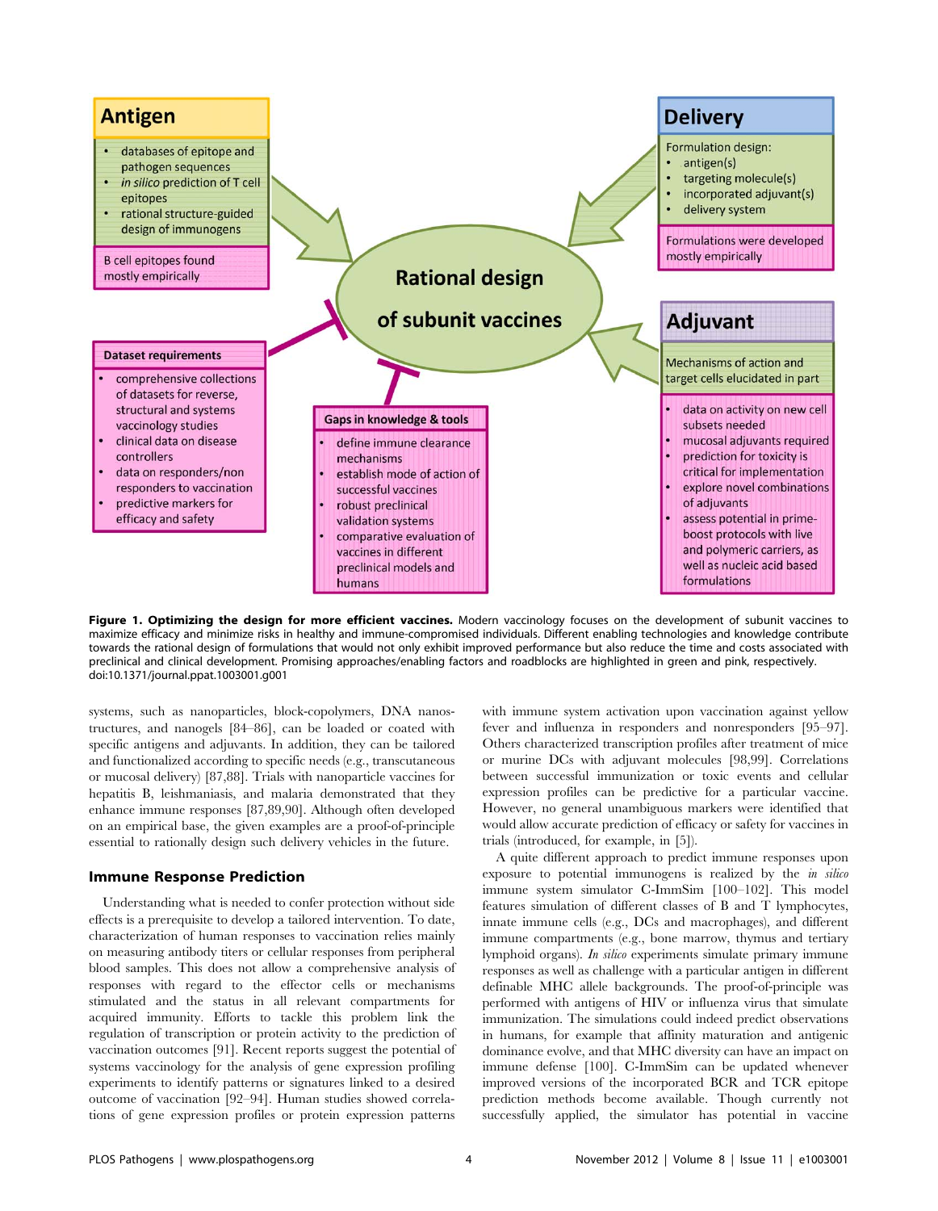**Antigen**

- databases of epitope and pathogen sequences
- *in silico* prediction of T cell epitopes
- rational structure-guided design of immunogens

B cell epitopes found mostly empirically

**Delivery**

Formulation design:

- antigen(s)
- targeting molecule(s)
- incorporated adjuvant(s)
- delivery system

Formulations were developed mostly empirically

**Rational design of subunit vaccines**

**Adjuvant**

Mechanisms of action and target cells elucidated in part

- data on activity on new cell subsets needed
- mucosal adjuvants required
- prediction for toxicity is critical for implementation
- explore novel combinations of adjuvants
- assess potential in prime-boost protocols with live and polymeric carriers, as well as nucleic acid based formulations

**Dataset requirements**

- comprehensive collections of datasets for reverse, structural and systems vaccinology studies
- clinical data on disease controllers
- data on responders/non responders to vaccination
- predictive markers for efficacy and safety

**Gaps in knowledge & tools**

- define immune clearance mechanisms
- establish mode of action of successful vaccines
- robust preclinical validation systems
- comparative evaluation of vaccines in different preclinical models and humans

**Figure 1. Optimizing the design for more efficient vaccines.** Modern vaccinology focuses on the development of subunit vaccines to maximize efficacy and minimize risks in healthy and immune-compromised individuals. Different enabling technologies and knowledge contribute towards the rational design of formulations that would not only exhibit improved performance but also reduce the time and costs associated with preclinical and clinical development. Promising approaches/enabling factors and roadblocks are highlighted in green and pink, respectively.
doi:10.1371/journal.ppat.1003001.g001

systems, such as nanoparticles, block-copolymers, DNA nanostructures, and nanogels [84–86], can be loaded or coated with specific antigens and adjuvants. In addition, they can be tailored and functionalized according to specific needs (e.g., transcutaneous or mucosal delivery) [87,88]. Trials with nanoparticle vaccines for hepatitis B, leishmaniasis, and malaria demonstrated that they enhance immune responses [87,89,90]. Although often developed on an empirical base, the given examples are a proof-of-principle essential to rationally design such delivery vehicles in the future.

### Immune Response Prediction

Understanding what is needed to confer protection without side effects is a prerequisite to develop a tailored intervention. To date, characterization of human responses to vaccination relies mainly on measuring antibody titers or cellular responses from peripheral blood samples. This does not allow a comprehensive analysis of responses with regard to the effector cells or mechanisms stimulated and the status in all relevant compartments for acquired immunity. Efforts to tackle this problem link the regulation of transcription or protein activity to the prediction of vaccination outcomes [91]. Recent reports suggest the potential of systems vaccinology for the analysis of gene expression profiling experiments to identify patterns or signatures linked to a desired outcome of vaccination [92–94]. Human studies showed correlations of gene expression profiles or protein expression patterns with immune system activation upon vaccination against yellow fever and influenza in responders and nonresponders [95–97]. Others characterized transcription profiles after treatment of mice or murine DCs with adjuvant molecules [98,99]. Correlations between successful immunization or toxic events and cellular expression profiles can be predictive for a particular vaccine. However, no general unambiguous markers were identified that would allow accurate prediction of efficacy or safety for vaccines in trials (introduced, for example, in [5]).

A quite different approach to predict immune responses upon exposure to potential immunogens is realized by the *in silico* immune system simulator C-ImmSim [100–102]. This model features simulation of different classes of B and T lymphocytes, innate immune cells (e.g., DCs and macrophages), and different immune compartments (e.g., bone marrow, thymus and tertiary lymphoid organs). *In silico* experiments simulate primary immune responses as well as challenge with a particular antigen in different definable MHC allele backgrounds. The proof-of-principle was performed with antigens of HIV or influenza virus that simulate immunization. The simulations could indeed predict observations in humans, for example that affinity maturation and antigenic dominance evolve, and that MHC diversity can have an impact on immune defense [100]. C-ImmSim can be updated whenever improved versions of the incorporated BCR and TCR epitope prediction methods become available. Though currently not successfully applied, the simulator has potential in vaccine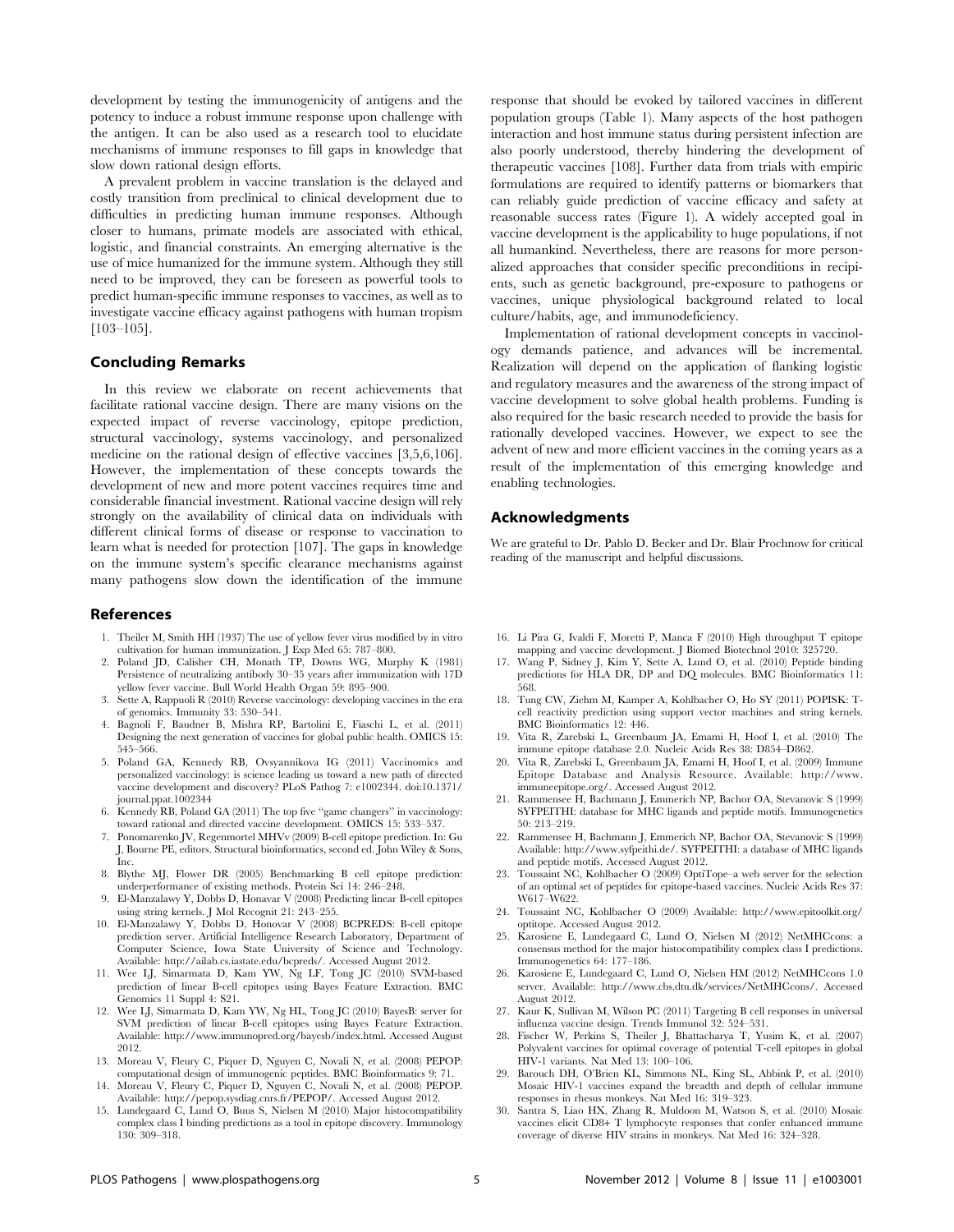development by testing the immunogenicity of antigens and the potency to induce a robust immune response upon challenge with the antigen. It can be also used as a research tool to elucidate mechanisms of immune responses to fill gaps in knowledge that slow down rational design efforts.

A prevalent problem in vaccine translation is the delayed and costly transition from preclinical to clinical development due to difficulties in predicting human immune responses. Although closer to humans, primate models are associated with ethical, logistic, and financial constraints. An emerging alternative is the use of mice humanized for the immune system. Although they still need to be improved, they can be foreseen as powerful tools to predict human-specific immune responses to vaccines, as well as to investigate vaccine efficacy against pathogens with human tropism [103–105].

## Concluding Remarks

In this review we elaborate on recent achievements that facilitate rational vaccine design. There are many visions on the expected impact of reverse vaccinology, epitope prediction, structural vaccinology, systems vaccinology, and personalized medicine on the rational design of effective vaccines [3,5,6,106]. However, the implementation of these concepts towards the development of new and more potent vaccines requires time and considerable financial investment. Rational vaccine design will rely strongly on the availability of clinical data on individuals with different clinical forms of disease or response to vaccination to learn what is needed for protection [107]. The gaps in knowledge on the immune system's specific clearance mechanisms against many pathogens slow down the identification of the immune response that should be evoked by tailored vaccines in different population groups (Table 1). Many aspects of the host pathogen interaction and host immune status during persistent infection are also poorly understood, thereby hindering the development of therapeutic vaccines [108]. Further data from trials with empiric formulations are required to identify patterns or biomarkers that can reliably guide prediction of vaccine efficacy and safety at reasonable success rates (Figure 1). A widely accepted goal in vaccine development is the applicability to huge populations, if not all humankind. Nevertheless, there are reasons for more personalized approaches that consider specific preconditions in recipients, such as genetic background, pre-exposure to pathogens or vaccines, unique physiological background related to local culture/habits, age, and immunodeficiency.

Implementation of rational development concepts in vaccinology demands patience, and advances will be incremental. Realization will depend on the application of flanking logistic and regulatory measures and the awareness of the strong impact of vaccine development to solve global health problems. Funding is also required for the basic research needed to provide the basis for rationally developed vaccines. However, we expect to see the advent of new and more efficient vaccines in the coming years as a result of the implementation of this emerging knowledge and enabling technologies.

## Acknowledgments

We are grateful to Dr. Pablo D. Becker and Dr. Blair Prochnow for critical reading of the manuscript and helpful discussions.

## References

1. Theiler M, Smith HH (1937) The use of yellow fever virus modified by in vitro cultivation for human immunization. J Exp Med 65: 787–800.
2. Poland JD, Calisher CH, Monath TP, Downs WG, Murphy K (1981) Persistence of neutralizing antibody 30–35 years after immunization with 17D yellow fever vaccine. Bull World Health Organ 59: 895–900.
3. Sette A, Rappuoli R (2010) Reverse vaccinology: developing vaccines in the era of genomics. Immunity 33: 530–541.
4. Bagnoli F, Baudner B, Mishra RP, Bartolini E, Fiaschi L, et al. (2011) Designing the next generation of vaccines for global public health. OMICS 15: 545–566.
5. Poland GA, Kennedy RB, Ovsyannikova IG (2011) Vaccinomics and personalized vaccinology: is science leading us toward a new path of directed vaccine development and discovery? PLoS Pathog 7: e1002344. doi:10.1371/journal.ppat.1002344
6. Kennedy RB, Poland GA (2011) The top five ''game changers'' in vaccinology: toward rational and directed vaccine development. OMICS 15: 533–537.
7. Ponomarenko JV, Regenmortel MHVv (2009) B-cell epitope prediction. In: Gu J, Bourne PE, editors. Structural bioinformatics, second ed. John Wiley & Sons, Inc.
8. Blythe MJ, Flower DR (2005) Benchmarking B cell epitope prediction: underperformance of existing methods. Protein Sci 14: 246–248.
9. El-Manzalawy Y, Dobbs D, Honavar V (2008) Predicting linear B-cell epitopes using string kernels. J Mol Recognit 21: 243–255.
10. El-Manzalawy Y, Dobbs D, Honavar V (2008) BCPREDS: B-cell epitope prediction server. Artificial Intelligence Research Laboratory, Department of Computer Science, Iowa State University of Science and Technology. Available: http://ailab.cs.iastate.edu/bcpreds/. Accessed August 2012.
11. Wee LJ, Simarmata D, Kam YW, Ng LF, Tong JC (2010) SVM-based prediction of linear B-cell epitopes using Bayes Feature Extraction. BMC Genomics 11 Suppl 4: S21.
12. Wee LJ, Simarmata D, Kam YW, Ng HL, Tong JC (2010) BayesB: server for SVM prediction of linear B-cell epitopes using Bayes Feature Extraction. Available: http://www.immunopred.org/bayesb/index.html. Accessed August 2012.
13. Moreau V, Fleury C, Piquer D, Nguyen C, Novali N, et al. (2008) PEPOP: computational design of immunogenic peptides. BMC Bioinformatics 9: 71.
14. Moreau V, Fleury C, Piquer D, Nguyen C, Novali N, et al. (2008) PEPOP. Available: http://pepop.sysdiag.cnrs.fr/PEPOP/. Accessed August 2012.
15. Lundegaard C, Lund O, Buus S, Nielsen M (2010) Major histocompatibility complex class I binding predictions as a tool in epitope discovery. Immunology 130: 309–318.
16. Li Pira G, Ivaldi F, Moretti P, Manca F (2010) High throughput T epitope mapping and vaccine development. J Biomed Biotechnol 2010: 325720.
17. Wang P, Sidney J, Kim Y, Sette A, Lund O, et al. (2010) Peptide binding predictions for HLA DR, DP and DQ molecules. BMC Bioinformatics 11: 568.
18. Tung CW, Ziehm M, Kamper A, Kohlbacher O, Ho SY (2011) POPISK: T-cell reactivity prediction using support vector machines and string kernels. BMC Bioinformatics 12: 446.
19. Vita R, Zarebski L, Greenbaum JA, Emami H, Hoof I, et al. (2010) The immune epitope database 2.0. Nucleic Acids Res 38: D854–D862.
20. Vita R, Zarebski L, Greenbaum JA, Emami H, Hoof I, et al. (2009) Immune Epitope Database and Analysis Resource. Available: http://www.immuneepitope.org/. Accessed August 2012.
21. Rammensee H, Bachmann J, Emmerich NP, Bachor OA, Stevanovic S (1999) SYFPEITHI: database for MHC ligands and peptide motifs. Immunogenetics 50: 213–219.
22. Rammensee H, Bachmann J, Emmerich NP, Bachor OA, Stevanovic S (1999) Available: http://www.syfpeithi.de/. SYFPEITHI: a database of MHC ligands and peptide motifs. Accessed August 2012.
23. Toussaint NC, Kohlbacher O (2009) OptiTope–a web server for the selection of an optimal set of peptides for epitope-based vaccines. Nucleic Acids Res 37: W617–W622.
24. Toussaint NC, Kohlbacher O (2009) Available: http://www.epitoolkit.org/optitope. Accessed August 2012.
25. Karosiene E, Lundegaard C, Lund O, Nielsen M (2012) NetMHCcons: a consensus method for the major histocompatibility complex class I predictions. Immunogenetics 64: 177–186.
26. Karosiene E, Lundegaard C, Lund O, Nielsen HM (2012) NetMHCcons 1.0 server. Available: http://www.cbs.dtu.dk/services/NetMHCcons/. Accessed August 2012.
27. Kaur K, Sullivan M, Wilson PC (2011) Targeting B cell responses in universal influenza vaccine design. Trends Immunol 32: 524–531.
28. Fischer W, Perkins S, Theiler J, Bhattacharya T, Yusim K, et al. (2007) Polyvalent vaccines for optimal coverage of potential T-cell epitopes in global HIV-1 variants. Nat Med 13: 100–106.
29. Barouch DH, O'Brien KL, Simmons NL, King SL, Abbink P, et al. (2010) Mosaic HIV-1 vaccines expand the breadth and depth of cellular immune responses in rhesus monkeys. Nat Med 16: 319–323.
30. Santra S, Liao HX, Zhang R, Muldoon M, Watson S, et al. (2010) Mosaic vaccines elicit CD8+ T lymphocyte responses that confer enhanced immune coverage of diverse HIV strains in monkeys. Nat Med 16: 324–328.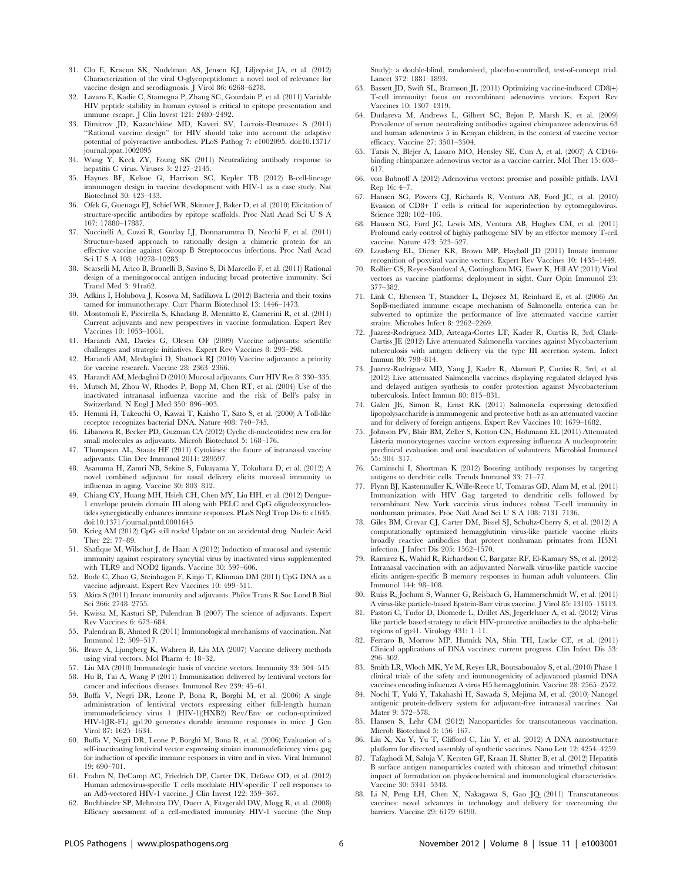31. Clo E, Kracun SK, Nudelman AS, Jensen KJ, Liljeqvist JA, et al. (2012) Characterization of the viral O-glycopeptidome: a novel tool of relevance for vaccine design and serodiagnosis. J Virol 86: 6268–6278.
32. Lazaro E, Kadie C, Stamegna P, Zhang SC, Gourdain P, et al. (2011) Variable HIV peptide stability in human cytosol is critical to epitope presentation and immune escape. J Clin Invest 121: 2480–2492.
33. Dimitrov JD, Kazatchkine MD, Kaveri SV, Lacroix-Desmazes S (2011) "Rational vaccine design" for HIV should take into account the adaptive potential of polyreactive antibodies. PLoS Pathog 7: e1002095. doi:10.1371/journal.ppat.1002095
34. Wang Y, Keck ZY, Foung SK (2011) Neutralizing antibody response to hepatitis C virus. Viruses 3: 2127–2145.
35. Haynes BF, Kelsoe G, Harrison SC, Kepler TB (2012) B-cell-lineage immunogen design in vaccine development with HIV-1 as a case study. Nat Biotechnol 30: 423–433.
36. Ofek G, Guenaga FJ, Schief WR, Skinner J, Baker D, et al. (2010) Elicitation of structure-specific antibodies by epitope scaffolds. Proc Natl Acad Sci U S A 107: 17880–17887.
37. Nuccitelli A, Cozzi R, Gourlay LJ, Donnarumma D, Necchi F, et al. (2011) Structure-based approach to rationally design a chimeric protein for an effective vaccine against Group B Streptococcus infections. Proc Natl Acad Sci U S A 108: 10278–10283.
38. Scarselli M, Arico B, Brunelli B, Savino S, Di Marcello F, et al. (2011) Rational design of a meningococcal antigen inducing broad protective immunity. Sci Transl Med 3: 91ra62.
39. Adkins I, Holubova J, Kosova M, Sadilkova L (2012) Bacteria and their toxins tamed for immunotherapy. Curr Pharm Biotechnol 13: 1446–1473.
40. Montomoli E, Piccirella S, Khadang B, Mennitto E, Camerini R, et al. (2011) Current adjuvants and new perspectives in vaccine formulation. Expert Rev Vaccines 10: 1053–1061.
41. Harandi AM, Davies G, Olesen OF (2009) Vaccine adjuvants: scientific challenges and strategic initiatives. Expert Rev Vaccines 8: 293–298.
42. Harandi AM, Medaglini D, Shattock RJ (2010) Vaccine adjuvants: a priority for vaccine research. Vaccine 28: 2363–2366.
43. Harandi AM, Medaglini D (2010) Mucosal adjuvants. Curr HIV Res 8: 330–335.
44. Mutsch M, Zhou W, Rhodes P, Bopp M, Chen RT, et al. (2004) Use of the inactivated intranasal influenza vaccine and the risk of Bell's palsy in Switzerland. N Engl J Med 350: 896–903.
45. Hemmi H, Takeuchi O, Kawai T, Kaisho T, Sato S, et al. (2000) A Toll-like receptor recognizes bacterial DNA. Nature 408: 740–745.
46. Libanova R, Becker PD, Guzman CA (2012) Cyclic di-nucleotides: new era for small molecules as adjuvants. Microb Biotechnol 5: 168–176.
47. Thompson AL, Staats HF (2011) Cytokines: the future of intranasal vaccine adjuvants. Clin Dev Immunol 2011: 289597.
48. Asanuma H, Zamri NB, Sekine S, Fukuyama Y, Tokuhara D, et al. (2012) A novel combined adjuvant for nasal delivery elicits mucosal immunity to influenza in aging. Vaccine 30: 803–812.
49. Chiang CY, Huang MH, Hsieh CH, Chen MY, Liu HH, et al. (2012) Dengue-1 envelope protein domain III along with PELC and CpG oligodeoxynucleotides synergistically enhances immune responses. PLoS Negl Trop Dis 6: e1645. doi:10.1371/journal.pntd.0001645
50. Krieg AM (2012) CpG still rocks! Update on an accidental drug. Nucleic Acid Ther 22: 77–89.
51. Shafique M, Wilschut J, de Haan A (2012) Induction of mucosal and systemic immunity against respiratory syncytial virus by inactivated virus supplemented with TLR9 and NOD2 ligands. Vaccine 30: 597–606.
52. Bode C, Zhao G, Steinhagen F, Kinjo T, Klinman DM (2011) CpG DNA as a vaccine adjuvant. Expert Rev Vaccines 10: 499–511.
53. Akira S (2011) Innate immunity and adjuvants. Philos Trans R Soc Lond B Biol Sci 366: 2748–2755.
54. Kwissa M, Kasturi SP, Pulendran B (2007) The science of adjuvants. Expert Rev Vaccines 6: 673–684.
55. Pulendran B, Ahmed R (2011) Immunological mechanisms of vaccination. Nat Immunol 12: 509–517.
56. Brave A, Ljungberg K, Wahren B, Liu MA (2007) Vaccine delivery methods using viral vectors. Mol Pharm 4: 18–32.
57. Liu MA (2010) Immunologic basis of vaccine vectors. Immunity 33: 504–515.
58. Hu B, Tai A, Wang P (2011) Immunization delivered by lentiviral vectors for cancer and infectious diseases. Immunol Rev 239: 45–61.
59. Buffa V, Negri DR, Leone P, Bona R, Borghi M, et al. (2006) A single administration of lentiviral vectors expressing either full-length human immunodeficiency virus 1 (HIV-1)(HXB2) Rev/Env or codon-optimized HIV-1(JR-FL) gp120 generates durable immune responses in mice. J Gen Virol 87: 1625–1634.
60. Buffa V, Negri DR, Leone P, Borghi M, Bona R, et al. (2006) Evaluation of a self-inactivating lentiviral vector expressing simian immunodeficiency virus gag for induction of specific immune responses in vitro and in vivo. Viral Immunol 19: 690–701.
61. Frahm N, DeCamp AC, Friedrich DP, Carter DK, Defawe OD, et al. (2012) Human adenovirus-specific T cells modulate HIV-specific T cell responses to an Ad5-vectored HIV-1 vaccine. J Clin Invest 122: 359–367.
62. Buchbinder SP, Mehrotra DV, Duerr A, Fitzgerald DW, Mogg R, et al. (2008) Efficacy assessment of a cell-mediated immunity HIV-1 vaccine (the Step Study): a double-blind, randomised, placebo-controlled, test-of-concept trial. Lancet 372: 1881–1893.
63. Bassett JD, Swift SL, Bramson JL (2011) Optimizing vaccine-induced CD8(+) T-cell immunity: focus on recombinant adenovirus vectors. Expert Rev Vaccines 10: 1307–1319.
64. Dudareva M, Andrews L, Gilbert SC, Bejon P, Marsh K, et al. (2009) Prevalence of serum neutralizing antibodies against chimpanzee adenovirus 63 and human adenovirus 5 in Kenyan children, in the context of vaccine vector efficacy. Vaccine 27: 3501–3504.
65. Tatsis N, Blejer A, Lasaro MO, Hensley SE, Cun A, et al. (2007) A CD46-binding chimpanzee adenovirus vector as a vaccine carrier. Mol Ther 15: 608–617.
66. von Bubnoff A (2012) Adenovirus vectors: promise and possible pitfalls. IAVI Rep 16: 4–7.
67. Hansen SG, Powers CJ, Richards R, Ventura AB, Ford JC, et al. (2010) Evasion of CD8+ T cells is critical for superinfection by cytomegalovirus. Science 328: 102–106.
68. Hansen SG, Ford JC, Lewis MS, Ventura AB, Hughes CM, et al. (2011) Profound early control of highly pathogenic SIV by an effector memory T-cell vaccine. Nature 473: 523–527.
69. Lousberg EL, Diener KR, Brown MP, Hayball JD (2011) Innate immune recognition of poxviral vaccine vectors. Expert Rev Vaccines 10: 1435–1449.
70. Rollier CS, Reyes-Sandoval A, Cottingham MG, Ewer K, Hill AV (2011) Viral vectors as vaccine platforms: deployment in sight. Curr Opin Immunol 23: 377–382.
71. Link C, Ebensen T, Standner L, Dejosez M, Reinhard E, et al. (2006) An SopB-mediated immune escape mechanism of Salmonella enterica can be subverted to optimize the performance of live attenuated vaccine carrier strains. Microbes Infect 8: 2262–2269.
72. Juarez-Rodriguez MD, Arteaga-Cortes LT, Kader R, Curtiss R, 3rd, Clark-Curtiss JE (2012) Live attenuated Salmonella vaccines against Mycobacterium tuberculosis with antigen delivery via the type III secretion system. Infect Immun 80: 798–814.
73. Juarez-Rodriguez MD, Yang J, Kader R, Alamuri P, Curtiss R, 3rd, et al. (2012) Live attenuated Salmonella vaccines displaying regulated delayed lysis and delayed antigen synthesis to confer protection against Mycobacterium tuberculosis. Infect Immun 80: 815–831.
74. Galen JE, Simon R, Ernst RK (2011) Salmonella expressing detoxified lipopolysaccharide is immunogenic and protective both as an attenuated vaccine and for delivery of foreign antigens. Expert Rev Vaccines 10: 1679–1682.
75. Johnson PV, Blair BM, Zeller S, Kotton CN, Hohmann EL (2011) Attenuated Listeria monocytogenes vaccine vectors expressing influenza A nucleoprotein: preclinical evaluation and oral inoculation of volunteers. Microbiol Immunol 55: 304–317.
76. Caminschi I, Shortman K (2012) Boosting antibody responses by targeting antigens to dendritic cells. Trends Immunol 33: 71–77.
77. Flynn BJ, Kastenmuller K, Wille-Reece U, Tomaras GD, Alam M, et al. (2011) Immunization with HIV Gag targeted to dendritic cells followed by recombinant New York vaccinia virus induces robust T-cell immunity in nonhuman primates. Proc Natl Acad Sci U S A 108: 7131–7136.
78. Giles BM, Crevar CJ, Carter DM, Bissel SJ, Schultz-Cherry S, et al. (2012) A computationally optimized hemagglutinin virus-like particle vaccine elicits broadly reactive antibodies that protect nonhuman primates from H5N1 infection. J Infect Dis 205: 1562–1570.
79. Ramirez K, Wahid R, Richardson C, Bargatze RF, El-Kamary SS, et al. (2012) Intranasal vaccination with an adjuvanted Norwalk virus-like particle vaccine elicits antigen-specific B memory responses in human adult volunteers. Clin Immunol 144: 98–108.
80. Ruiss R, Jochum S, Wanner G, Reisbach G, Hammerschmidt W, et al. (2011) A virus-like particle-based Epstein-Barr virus vaccine. J Virol 85: 13105–13113.
81. Pastori C, Tudor D, Diomede L, Drillet AS, Jegerlehner A, et al. (2012) Virus like particle based strategy to elicit HIV-protective antibodies to the alpha-helic regions of gp41. Virology 431: 1–11.
82. Ferraro B, Morrow MP, Hutnick NA, Shin TH, Lucke CE, et al. (2011) Clinical applications of DNA vaccines: current progress. Clin Infect Dis 53: 296–302.
83. Smith LR, Wloch MK, Ye M, Reyes LR, Boutsaboualoy S, et al. (2010) Phase 1 clinical trials of the safety and immunogenicity of adjuvanted plasmid DNA vaccines encoding influenza A virus H5 hemagglutinin. Vaccine 28: 2565–2572.
84. Nochi T, Yuki Y, Takahashi H, Sawada S, Mejima M, et al. (2010) Nanogel antigenic protein-delivery system for adjuvant-free intranasal vaccines. Nat Mater 9: 572–578.
85. Hansen S, Lehr CM (2012) Nanoparticles for transcutaneous vaccination. Microb Biotechnol 5: 156–167.
86. Liu X, Xu Y, Yu T, Clifford C, Liu Y, et al. (2012) A DNA nanostructure platform for directed assembly of synthetic vaccines. Nano Lett 12: 4254–4259.
87. Tafaghodi M, Saluja V, Kersten GF, Kraan H, Slutter B, et al. (2012) Hepatitis B surface antigen nanoparticles coated with chitosan and trimethyl chitosan: impact of formulation on physicochemical and immunological characteristics. Vaccine 30: 5341–5348.
88. Li N, Peng LH, Chen X, Nakagawa S, Gao JQ (2011) Transcutaneous vaccines: novel advances in technology and delivery for overcoming the barriers. Vaccine 29: 6179–6190.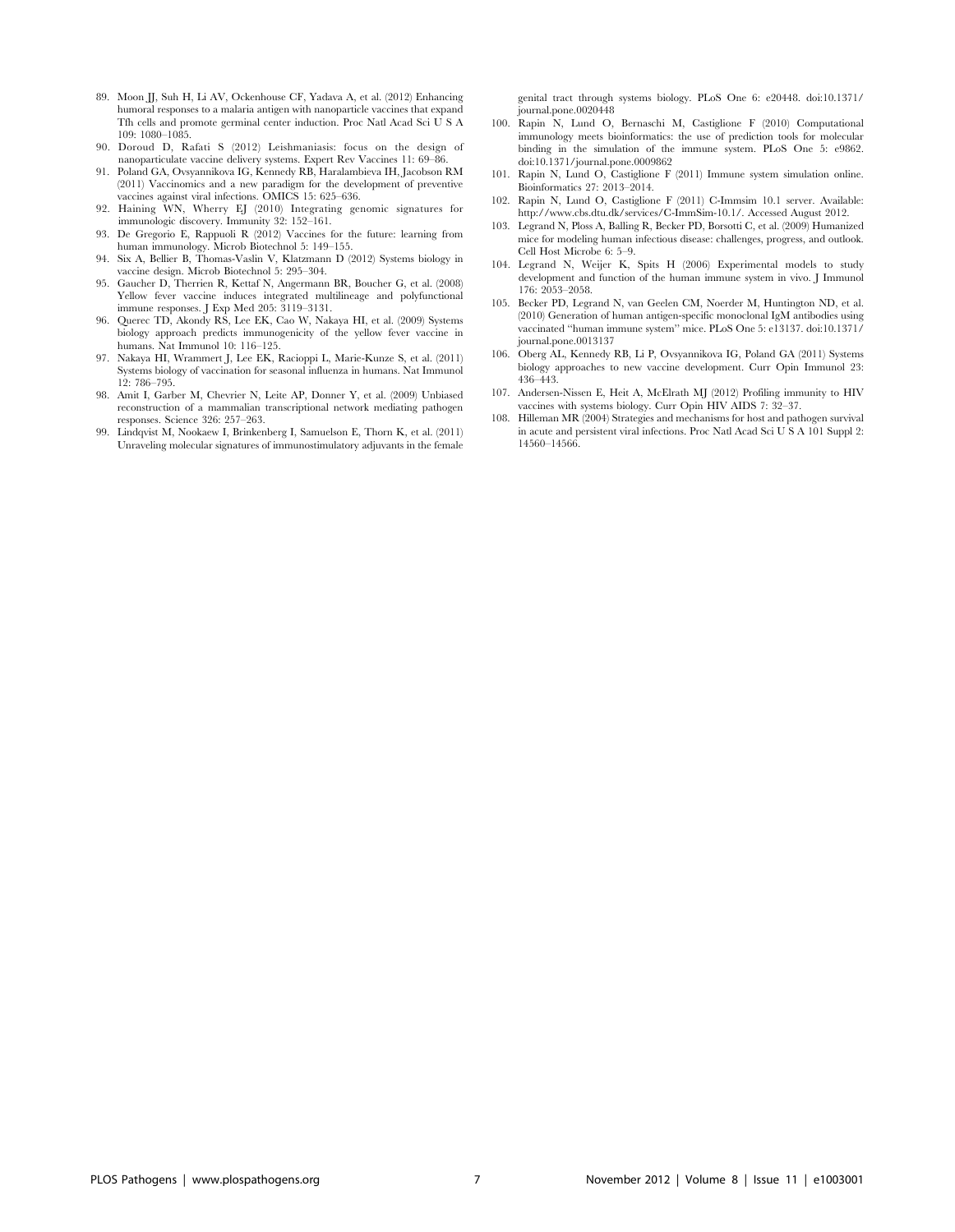89. Moon JJ, Suh H, Li AV, Ockenhouse CF, Yadava A, et al. (2012) Enhancing humoral responses to a malaria antigen with nanoparticle vaccines that expand Tfh cells and promote germinal center induction. Proc Natl Acad Sci U S A 109: 1080–1085.
90. Doroud D, Rafati S (2012) Leishmaniasis: focus on the design of nanoparticulate vaccine delivery systems. Expert Rev Vaccines 11: 69–86.
91. Poland GA, Ovsyannikova IG, Kennedy RB, Haralambieva IH, Jacobson RM (2011) Vaccinomics and a new paradigm for the development of preventive vaccines against viral infections. OMICS 15: 625–636.
92. Haining WN, Wherry EJ (2010) Integrating genomic signatures for immunologic discovery. Immunity 32: 152–161.
93. De Gregorio E, Rappuoli R (2012) Vaccines for the future: learning from human immunology. Microb Biotechnol 5: 149–155.
94. Six A, Bellier B, Thomas-Vaslin V, Klatzmann D (2012) Systems biology in vaccine design. Microb Biotechnol 5: 295–304.
95. Gaucher D, Therrien R, Kettaf N, Angermann BR, Boucher G, et al. (2008) Yellow fever vaccine induces integrated multilineage and polyfunctional immune responses. J Exp Med 205: 3119–3131.
96. Querec TD, Akondy RS, Lee EK, Cao W, Nakaya HI, et al. (2009) Systems biology approach predicts immunogenicity of the yellow fever vaccine in humans. Nat Immunol 10: 116–125.
97. Nakaya HI, Wrammert J, Lee EK, Racioppi L, Marie-Kunze S, et al. (2011) Systems biology of vaccination for seasonal influenza in humans. Nat Immunol 12: 786–795.
98. Amit I, Garber M, Chevrier N, Leite AP, Donner Y, et al. (2009) Unbiased reconstruction of a mammalian transcriptional network mediating pathogen responses. Science 326: 257–263.
99. Lindqvist M, Nookaew I, Brinkenberg I, Samuelson E, Thorn K, et al. (2011) Unraveling molecular signatures of immunostimulatory adjuvants in the female genital tract through systems biology. PLoS One 6: e20448. doi:10.1371/journal.pone.0020448
100. Rapin N, Lund O, Bernaschi M, Castiglione F (2010) Computational immunology meets bioinformatics: the use of prediction tools for molecular binding in the simulation of the immune system. PLoS One 5: e9862. doi:10.1371/journal.pone.0009862
101. Rapin N, Lund O, Castiglione F (2011) Immune system simulation online. Bioinformatics 27: 2013–2014.
102. Rapin N, Lund O, Castiglione F (2011) C-Immsim 10.1 server. Available: http://www.cbs.dtu.dk/services/C-ImmSim-10.1/. Accessed August 2012.
103. Legrand N, Ploss A, Balling R, Becker PD, Borsotti C, et al. (2009) Humanized mice for modeling human infectious disease: challenges, progress, and outlook. Cell Host Microbe 6: 5–9.
104. Legrand N, Weijer K, Spits H (2006) Experimental models to study development and function of the human immune system in vivo. J Immunol 176: 2053–2058.
105. Becker PD, Legrand N, van Geelen CM, Noerder M, Huntington ND, et al. (2010) Generation of human antigen-specific monoclonal IgM antibodies using vaccinated "human immune system" mice. PLoS One 5: e13137. doi:10.1371/journal.pone.0013137
106. Oberg AL, Kennedy RB, Li P, Ovsyannikova IG, Poland GA (2011) Systems biology approaches to new vaccine development. Curr Opin Immunol 23: 436–443.
107. Andersen-Nissen E, Heit A, McElrath MJ (2012) Profiling immunity to HIV vaccines with systems biology. Curr Opin HIV AIDS 7: 32–37.
108. Hilleman MR (2004) Strategies and mechanisms for host and pathogen survival in acute and persistent viral infections. Proc Natl Acad Sci U S A 101 Suppl 2: 14560–14566.